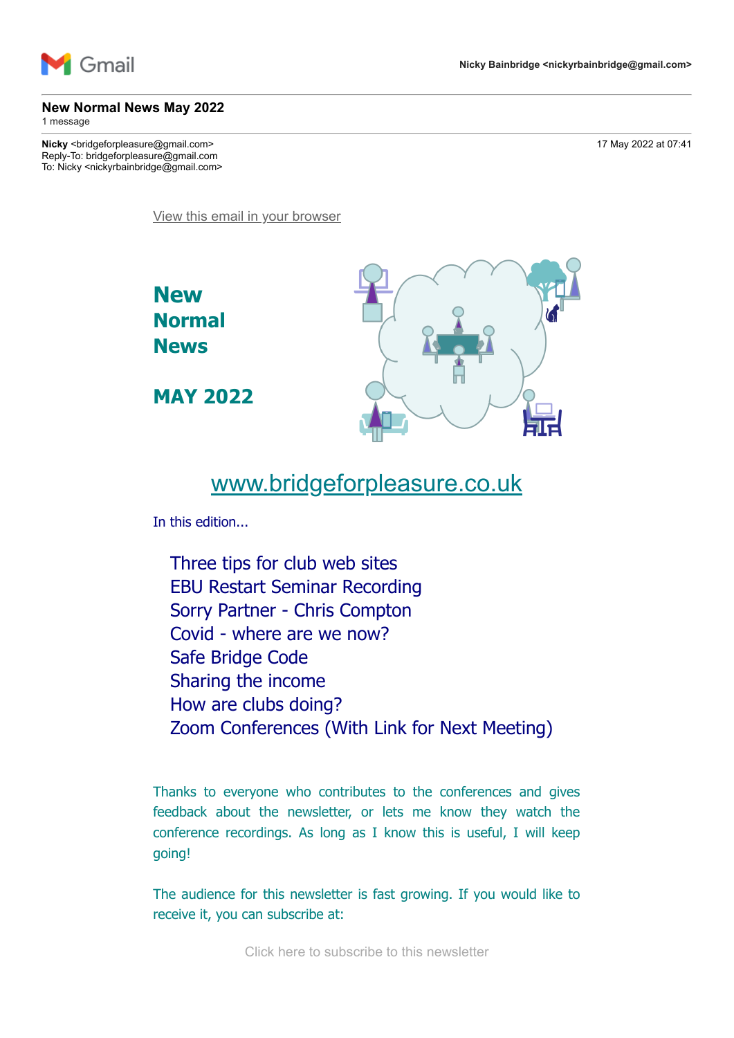Gmail — Nicky Bainbridge <nickyrbainbridge@gmail.com>

**New Normal News May 2022**
1 message

**Nicky** <bridgeforpleasure@gmail.com> — 17 May 2022 at 07:41
Reply-To: bridgeforpleasure@gmail.com
To: Nicky <nickyrbainbridge@gmail.com>

View this email in your browser

# New Normal News

## MAY 2022

www.bridgeforpleasure.co.uk

In this edition...

- Three tips for club web sites
- EBU Restart Seminar Recording
- Sorry Partner - Chris Compton
- Covid - where are we now?
- Safe Bridge Code
- Sharing the income
- How are clubs doing?
- Zoom Conferences (With Link for Next Meeting)

Thanks to everyone who contributes to the conferences and gives feedback about the newsletter, or lets me know they watch the conference recordings. As long as I know this is useful, I will keep going!

The audience for this newsletter is fast growing. If you would like to receive it, you can subscribe at:

Click here to subscribe to this newsletter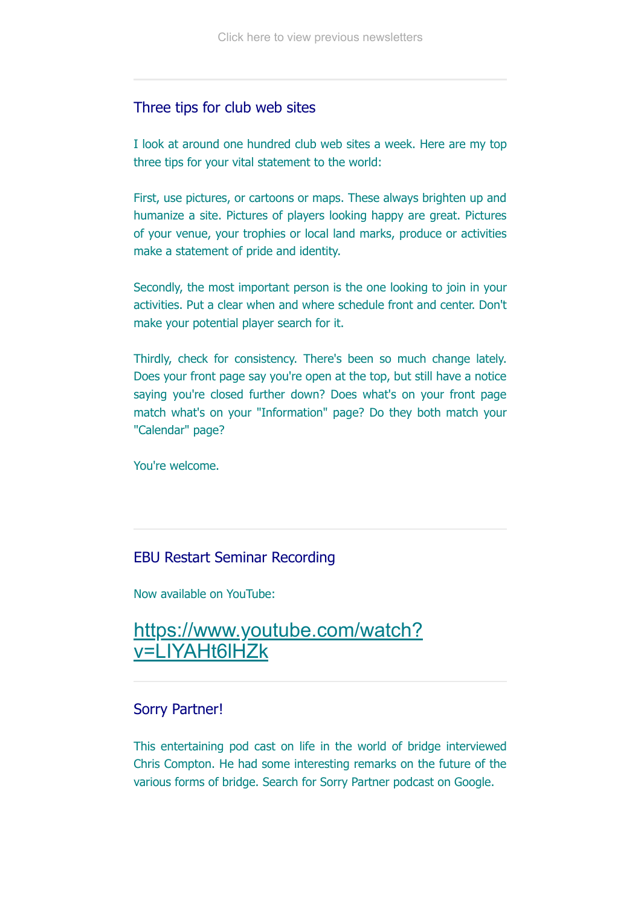Click here to view previous newsletters

---

## Three tips for club web sites

I look at around one hundred club web sites a week. Here are my top three tips for your vital statement to the world:

First, use pictures, or cartoons or maps. These always brighten up and humanize a site. Pictures of players looking happy are great. Pictures of your venue, your trophies or local land marks, produce or activities make a statement of pride and identity.

Secondly, the most important person is the one looking to join in your activities. Put a clear when and where schedule front and center. Don't make your potential player search for it.

Thirdly, check for consistency. There's been so much change lately. Does your front page say you're open at the top, but still have a notice saying you're closed further down? Does what's on your front page match what's on your "Information" page? Do they both match your "Calendar" page?

You're welcome.

---

## EBU Restart Seminar Recording

Now available on YouTube:

## https://www.youtube.com/watch?v=LIYAHt6lHZk

---

## Sorry Partner!

This entertaining pod cast on life in the world of bridge interviewed Chris Compton. He had some interesting remarks on the future of the various forms of bridge. Search for Sorry Partner podcast on Google.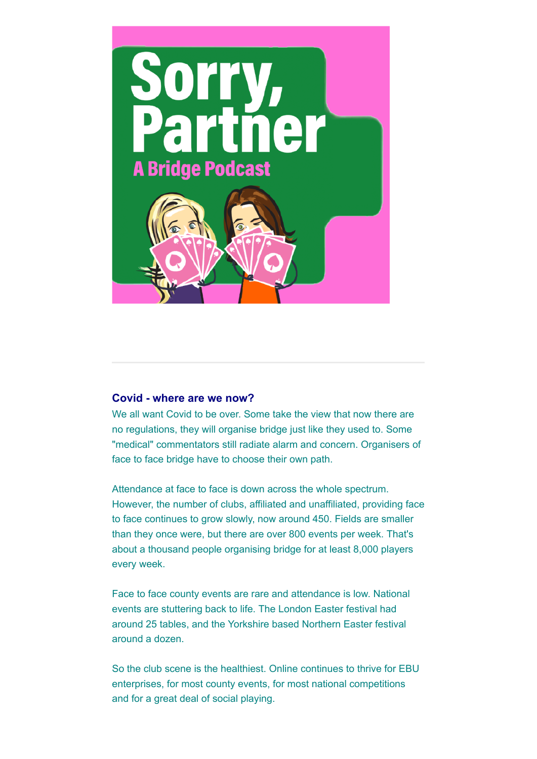## Covid - where are we now?

We all want Covid to be over. Some take the view that now there are no regulations, they will organise bridge just like they used to. Some "medical" commentators still radiate alarm and concern. Organisers of face to face bridge have to choose their own path.

Attendance at face to face is down across the whole spectrum. However, the number of clubs, affiliated and unaffiliated, providing face to face continues to grow slowly, now around 450. Fields are smaller than they once were, but there are over 800 events per week. That's about a thousand people organising bridge for at least 8,000 players every week.

Face to face county events are rare and attendance is low. National events are stuttering back to life. The London Easter festival had around 25 tables, and the Yorkshire based Northern Easter festival around a dozen.

So the club scene is the healthiest. Online continues to thrive for EBU enterprises, for most county events, for most national competitions and for a great deal of social playing.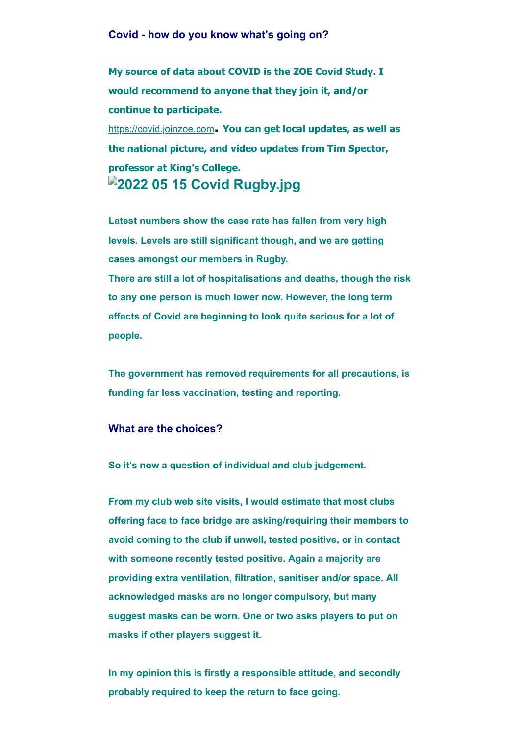### Covid - how do you know what's going on?

**My source of data about COVID is the ZOE Covid Study. I would recommend to anyone that they join it, and/or continue to participate.**

https://covid.joinzoe.com. **You can get local updates, as well as the national picture, and video updates from Tim Spector, professor at King's College.**

**2022 05 15 Covid Rugby.jpg**

**Latest numbers show the case rate has fallen from very high levels. Levels are still significant though, and we are getting cases amongst our members in Rugby.**

**There are still a lot of hospitalisations and deaths, though the risk to any one person is much lower now. However, the long term effects of Covid are beginning to look quite serious for a lot of people.**

**The government has removed requirements for all precautions, is funding far less vaccination, testing and reporting.**

### What are the choices?

**So it's now a question of individual and club judgement.**

**From my club web site visits, I would estimate that most clubs offering face to face bridge are asking/requiring their members to avoid coming to the club if unwell, tested positive, or in contact with someone recently tested positive. Again a majority are providing extra ventilation, filtration, sanitiser and/or space. All acknowledged masks are no longer compulsory, but many suggest masks can be worn. One or two asks players to put on masks if other players suggest it.**

**In my opinion this is firstly a responsible attitude, and secondly probably required to keep the return to face going.**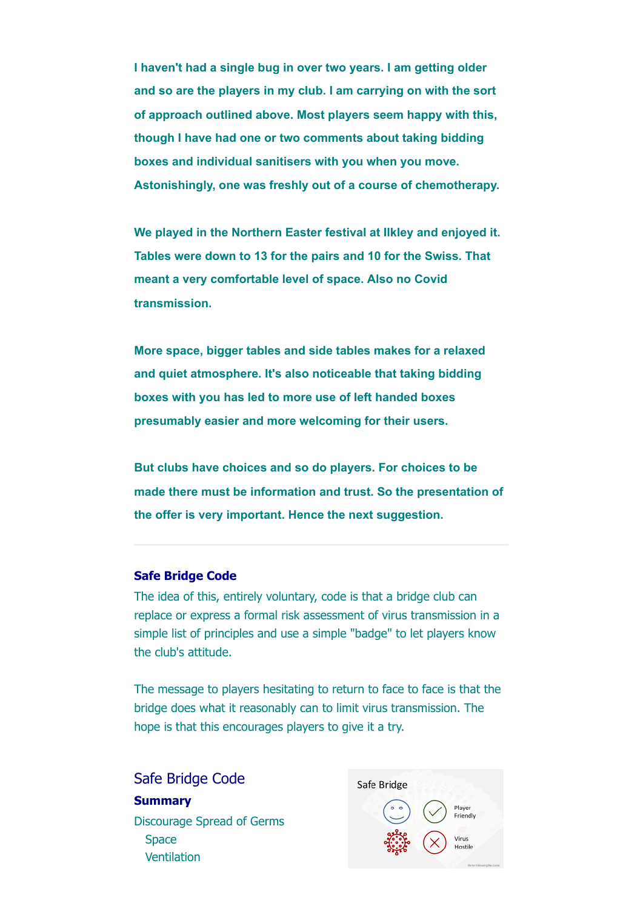**I haven't had a single bug in over two years. I am getting older and so are the players in my club. I am carrying on with the sort of approach outlined above. Most players seem happy with this, though I have had one or two comments about taking bidding boxes and individual sanitisers with you when you move. Astonishingly, one was freshly out of a course of chemotherapy.**

**We played in the Northern Easter festival at Ilkley and enjoyed it. Tables were down to 13 for the pairs and 10 for the Swiss. That meant a very comfortable level of space. Also no Covid transmission.**

**More space, bigger tables and side tables makes for a relaxed and quiet atmosphere. It's also noticeable that taking bidding boxes with you has led to more use of left handed boxes presumably easier and more welcoming for their users.**

**But clubs have choices and so do players. For choices to be made there must be information and trust. So the presentation of the offer is very important. Hence the next suggestion.**

---

### Safe Bridge Code

The idea of this, entirely voluntary, code is that a bridge club can replace or express a formal risk assessment of virus transmission in a simple list of principles and use a simple "badge" to let players know the club's attitude.

The message to players hesitating to return to face to face is that the bridge does what it reasonably can to limit virus transmission. The hope is that this encourages players to give it a try.

## Safe Bridge Code

**Summary**

Discourage Spread of Germs

- Space
- Ventilation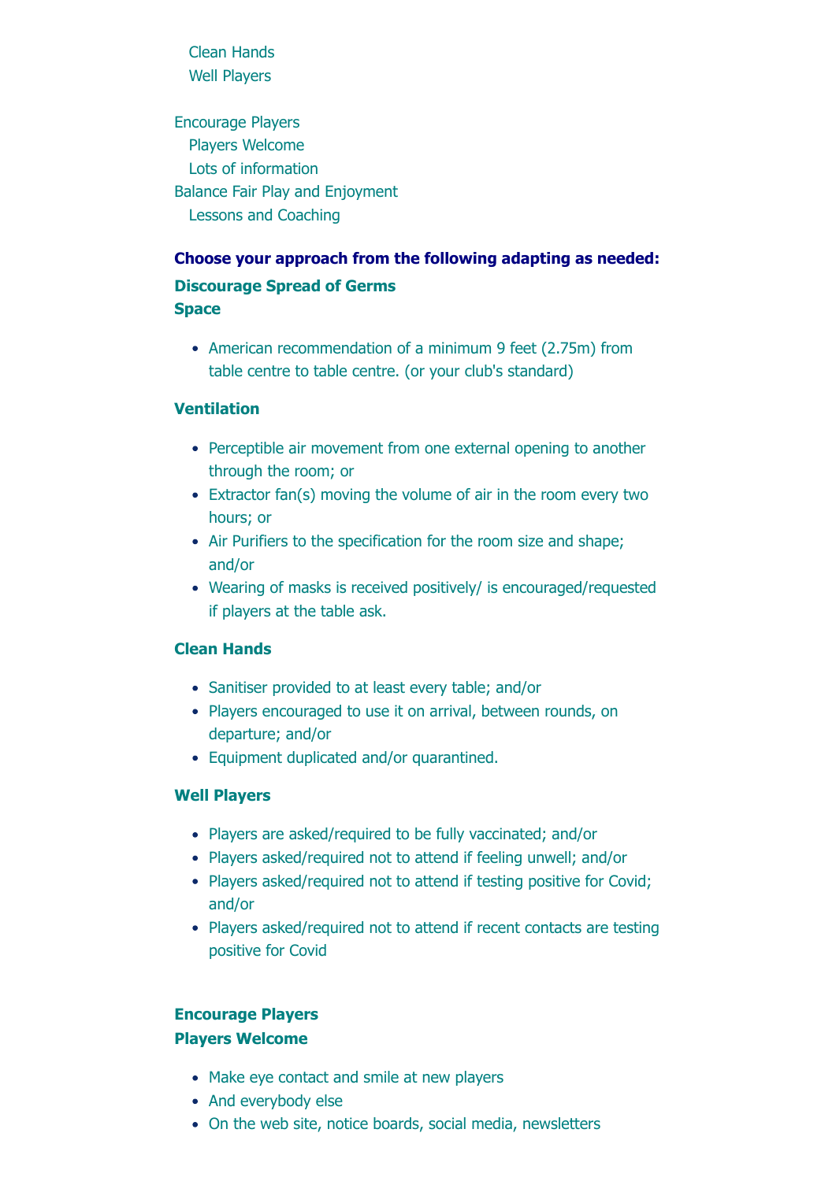- Clean Hands
- Well Players

- Encourage Players
  - Players Welcome
  - Lots of information
- Balance Fair Play and Enjoyment
  - Lessons and Coaching

**Choose your approach from the following adapting as needed:**

### Discourage Spread of Germs

#### Space

- American recommendation of a minimum 9 feet (2.75m) from table centre to table centre. (or your club's standard)

#### Ventilation

- Perceptible air movement from one external opening to another through the room; or
- Extractor fan(s) moving the volume of air in the room every two hours; or
- Air Purifiers to the specification for the room size and shape; and/or
- Wearing of masks is received positively/ is encouraged/requested if players at the table ask.

#### Clean Hands

- Sanitiser provided to at least every table; and/or
- Players encouraged to use it on arrival, between rounds, on departure; and/or
- Equipment duplicated and/or quarantined.

#### Well Players

- Players are asked/required to be fully vaccinated; and/or
- Players asked/required not to attend if feeling unwell; and/or
- Players asked/required not to attend if testing positive for Covid; and/or
- Players asked/required not to attend if recent contacts are testing positive for Covid

### Encourage Players

#### Players Welcome

- Make eye contact and smile at new players
- And everybody else
- On the web site, notice boards, social media, newsletters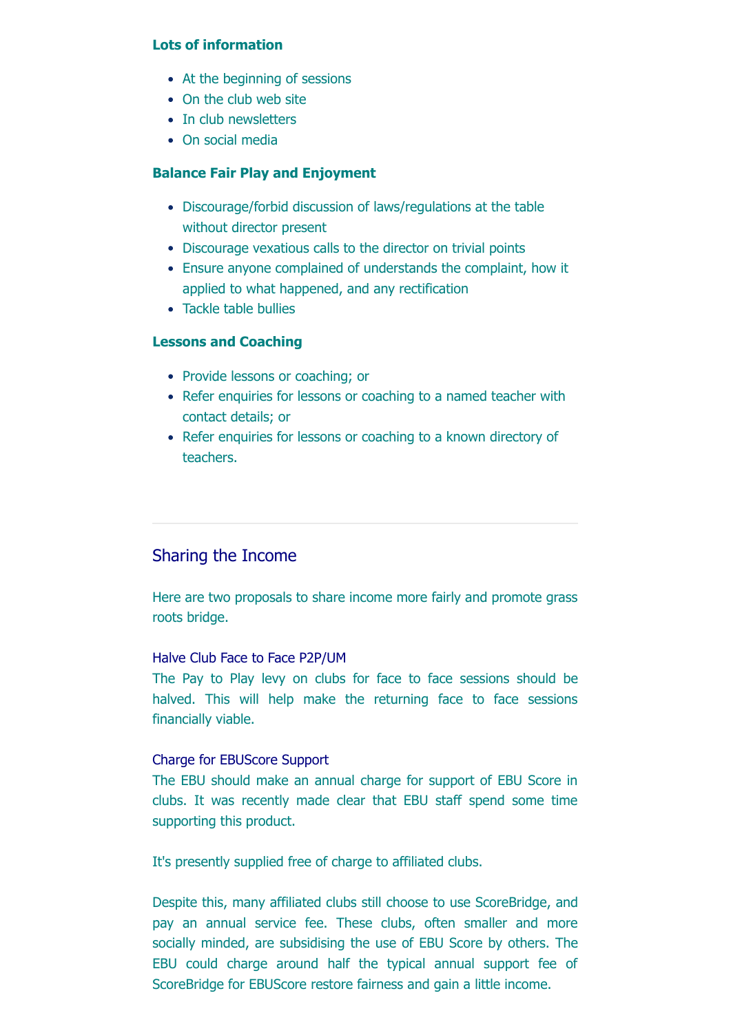**Lots of information**

- At the beginning of sessions
- On the club web site
- In club newsletters
- On social media

**Balance Fair Play and Enjoyment**

- Discourage/forbid discussion of laws/regulations at the table without director present
- Discourage vexatious calls to the director on trivial points
- Ensure anyone complained of understands the complaint, how it applied to what happened, and any rectification
- Tackle table bullies

**Lessons and Coaching**

- Provide lessons or coaching; or
- Refer enquiries for lessons or coaching to a named teacher with contact details; or
- Refer enquiries for lessons or coaching to a known directory of teachers.

---

## Sharing the Income

Here are two proposals to share income more fairly and promote grass roots bridge.

### Halve Club Face to Face P2P/UM

The Pay to Play levy on clubs for face to face sessions should be halved. This will help make the returning face to face sessions financially viable.

### Charge for EBUScore Support

The EBU should make an annual charge for support of EBU Score in clubs. It was recently made clear that EBU staff spend some time supporting this product.

It's presently supplied free of charge to affiliated clubs.

Despite this, many affiliated clubs still choose to use ScoreBridge, and pay an annual service fee. These clubs, often smaller and more socially minded, are subsidising the use of EBU Score by others. The EBU could charge around half the typical annual support fee of ScoreBridge for EBUScore restore fairness and gain a little income.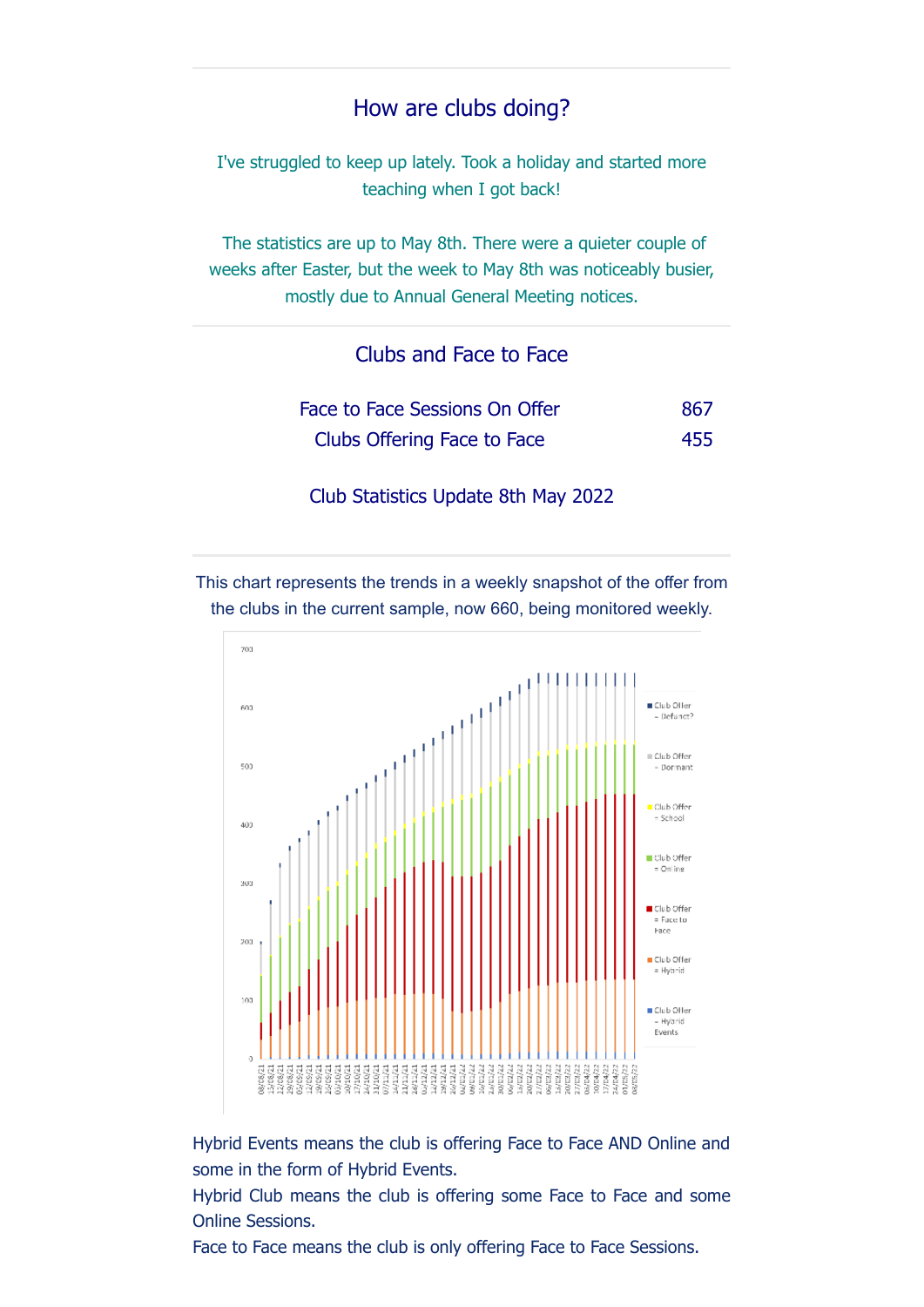## How are clubs doing?

I've struggled to keep up lately. Took a holiday and started more teaching when I got back!

The statistics are up to May 8th. There were a quieter couple of weeks after Easter, but the week to May 8th was noticeably busier, mostly due to Annual General Meeting notices.

## Clubs and Face to Face

| | |
|---|---|
| Face to Face Sessions On Offer | 867 |
| Clubs Offering Face to Face | 455 |

Club Statistics Update 8th May 2022

This chart represents the trends in a weekly snapshot of the offer from the clubs in the current sample, now 660, being monitored weekly.

Hybrid Events means the club is offering Face to Face AND Online and some in the form of Hybrid Events.
Hybrid Club means the club is offering some Face to Face and some Online Sessions.
Face to Face means the club is only offering Face to Face Sessions.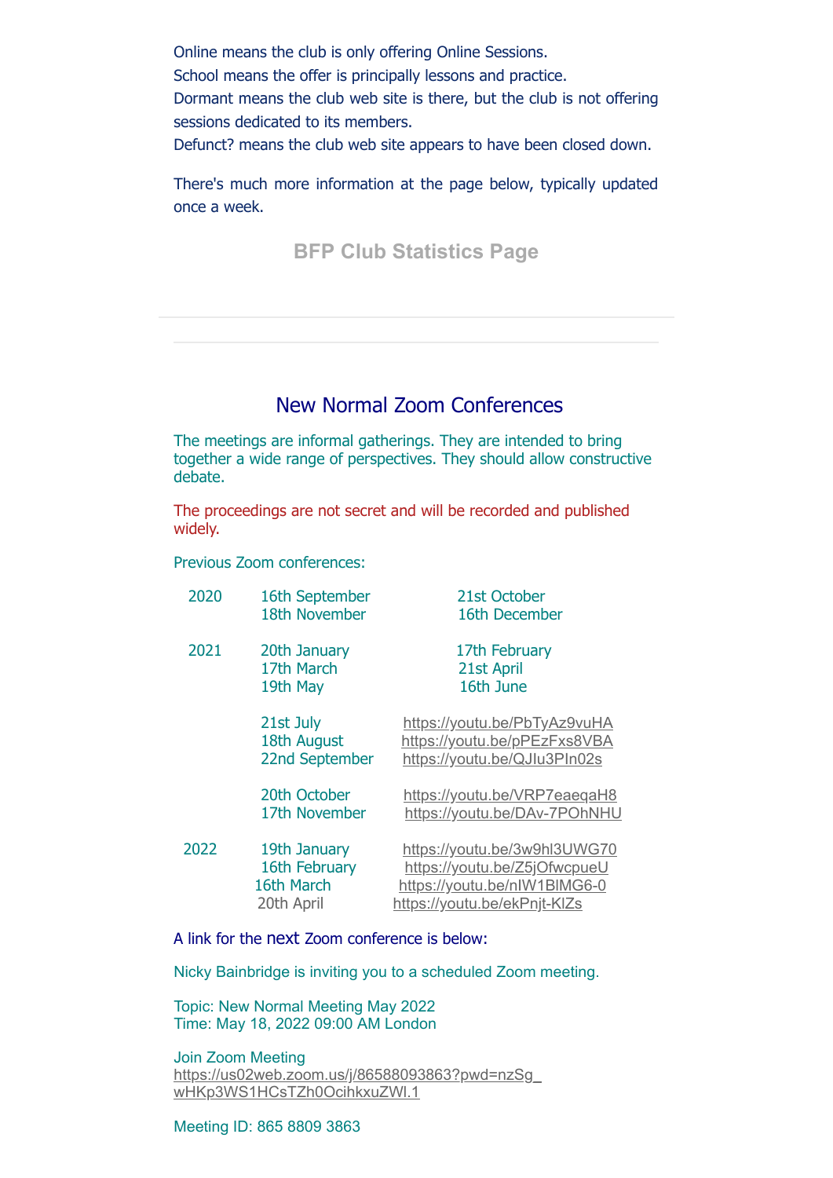Online means the club is only offering Online Sessions.
School means the offer is principally lessons and practice.
Dormant means the club web site is there, but the club is not offering sessions dedicated to its members.
Defunct? means the club web site appears to have been closed down.

There's much more information at the page below, typically updated once a week.

**BFP Club Statistics Page**

---

## New Normal Zoom Conferences

The meetings are informal gatherings. They are intended to bring together a wide range of perspectives. They should allow constructive debate.

The proceedings are not secret and will be recorded and published widely.

Previous Zoom conferences:

| | | |
|---|---|---|
| 2020 | 16th September | 21st October |
| | 18th November | 16th December |
| 2021 | 20th January | 17th February |
| | 17th March | 21st April |
| | 19th May | 16th June |
| | 21st July | https://youtu.be/PbTyAz9vuHA |
| | 18th August | https://youtu.be/pPEzFxs8VBA |
| | 22nd September | https://youtu.be/QJIu3PIn02s |
| | 20th October | https://youtu.be/VRP7eaeqaH8 |
| | 17th November | https://youtu.be/DAv-7POhNHU |
| 2022 | 19th January | https://youtu.be/3w9hl3UWG70 |
| | 16th February | https://youtu.be/Z5jOfwcpueU |
| | 16th March | https://youtu.be/nIW1BlMG6-0 |
| | 20th April | https://youtu.be/ekPnjt-KlZs |

A link for the next Zoom conference is below:

Nicky Bainbridge is inviting you to a scheduled Zoom meeting.

Topic: New Normal Meeting May 2022
Time: May 18, 2022 09:00 AM London

Join Zoom Meeting
https://us02web.zoom.us/j/86588093863?pwd=nzSg_wHKp3WS1HCsTZh0OcihkxuZWI.1

Meeting ID: 865 8809 3863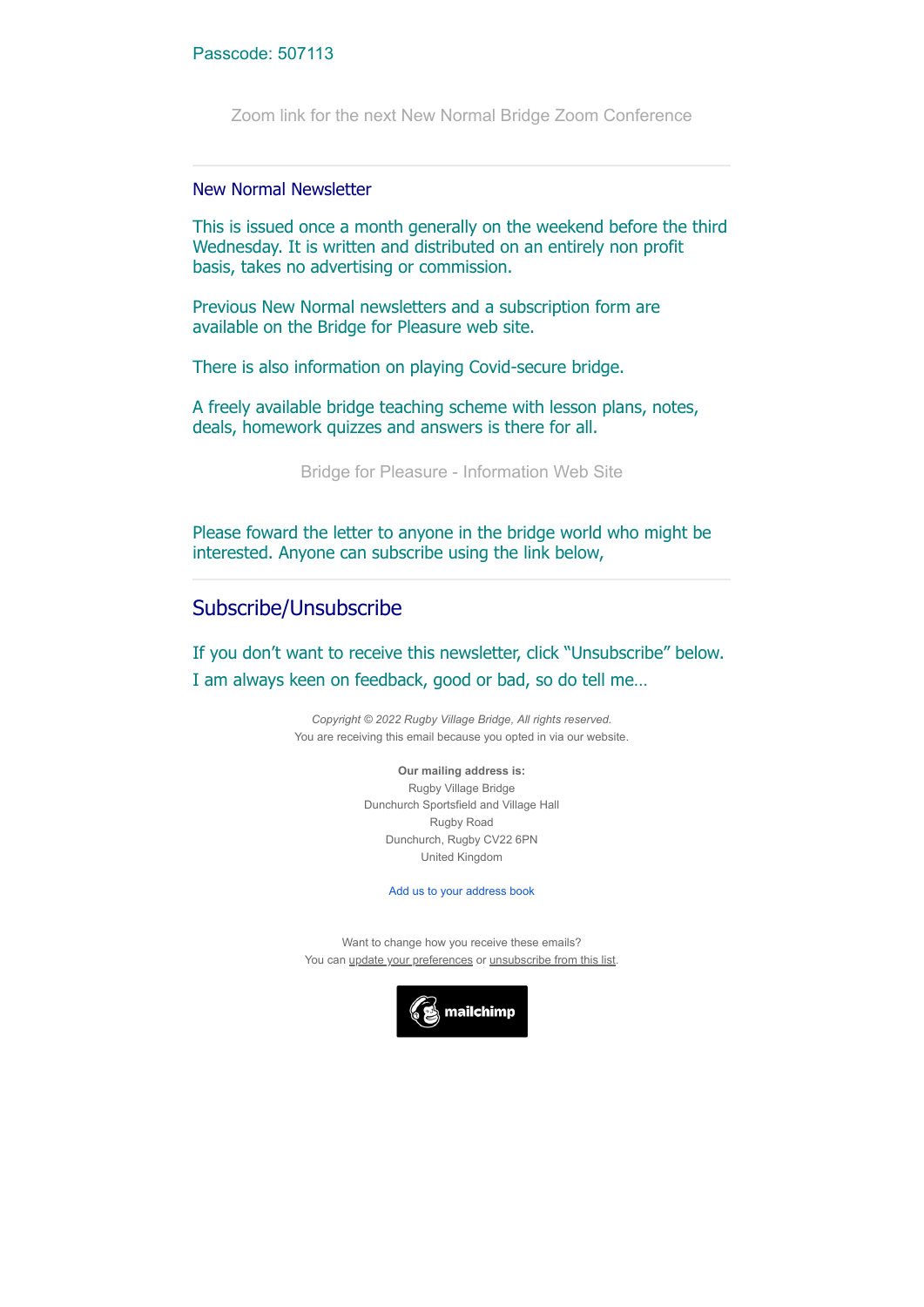Passcode: 507113

Zoom link for the next New Normal Bridge Zoom Conference

---

### New Normal Newsletter

This is issued once a month generally on the weekend before the third Wednesday. It is written and distributed on an entirely non profit basis, takes no advertising or commission.

Previous New Normal newsletters and a subscription form are available on the Bridge for Pleasure web site.

There is also information on playing Covid-secure bridge.

A freely available bridge teaching scheme with lesson plans, notes, deals, homework quizzes and answers is there for all.

Bridge for Pleasure - Information Web Site

Please foward the letter to anyone in the bridge world who might be interested. Anyone can subscribe using the link below,

---

## Subscribe/Unsubscribe

If you don't want to receive this newsletter, click "Unsubscribe" below.
I am always keen on feedback, good or bad, so do tell me…

*Copyright © 2022 Rugby Village Bridge, All rights reserved.*
You are receiving this email because you opted in via our website.

**Our mailing address is:**
Rugby Village Bridge
Dunchurch Sportsfield and Village Hall
Rugby Road
Dunchurch, Rugby CV22 6PN
United Kingdom

Add us to your address book

Want to change how you receive these emails?
You can update your preferences or unsubscribe from this list.

mailchimp